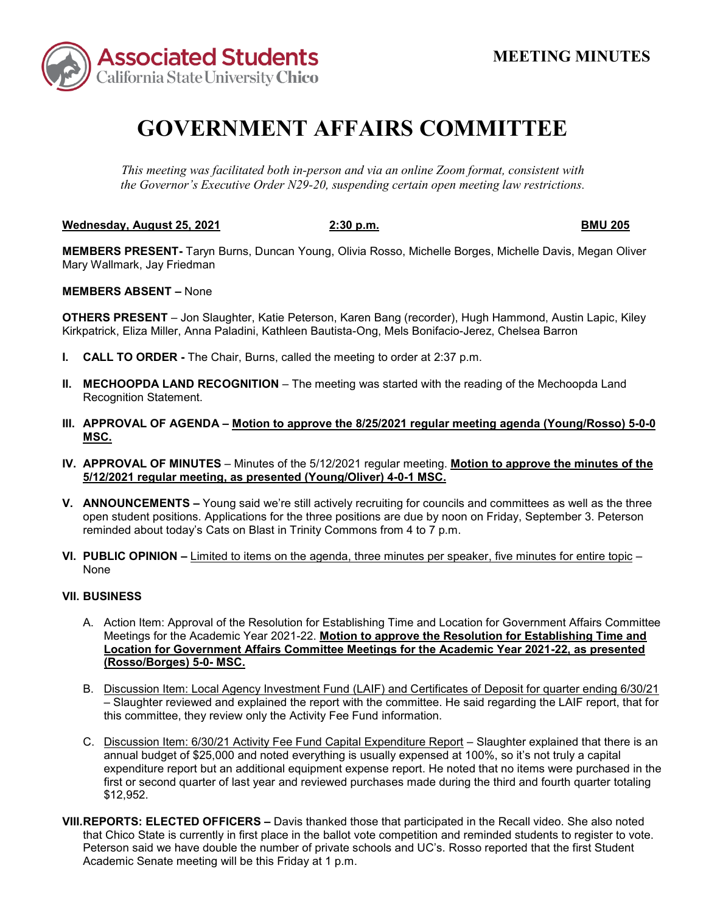Associated Students
California State University Chico

**MEETING MINUTES**

# GOVERNMENT AFFAIRS COMMITTEE

*This meeting was facilitated both in-person and via an online Zoom format, consistent with the Governor's Executive Order N29-20, suspending certain open meeting law restrictions.*

**Wednesday, August 25, 2021** **2:30 p.m.** **BMU 205**

**MEMBERS PRESENT-** Taryn Burns, Duncan Young, Olivia Rosso, Michelle Borges, Michelle Davis, Megan Oliver Mary Wallmark, Jay Friedman

**MEMBERS ABSENT –** None

**OTHERS PRESENT** – Jon Slaughter, Katie Peterson, Karen Bang (recorder), Hugh Hammond, Austin Lapic, Kiley Kirkpatrick, Eliza Miller, Anna Paladini, Kathleen Bautista-Ong, Mels Bonifacio-Jerez, Chelsea Barron

**I. CALL TO ORDER -** The Chair, Burns, called the meeting to order at 2:37 p.m.

**II. MECHOOPDA LAND RECOGNITION** – The meeting was started with the reading of the Mechoopda Land Recognition Statement.

**III. APPROVAL OF AGENDA – Motion to approve the 8/25/2021 regular meeting agenda (Young/Rosso) 5-0-0 MSC.**

**IV. APPROVAL OF MINUTES** – Minutes of the 5/12/2021 regular meeting. **Motion to approve the minutes of the 5/12/2021 regular meeting, as presented (Young/Oliver) 4-0-1 MSC.**

**V. ANNOUNCEMENTS –** Young said we're still actively recruiting for councils and committees as well as the three open student positions. Applications for the three positions are due by noon on Friday, September 3. Peterson reminded about today's Cats on Blast in Trinity Commons from 4 to 7 p.m.

**VI. PUBLIC OPINION –** Limited to items on the agenda, three minutes per speaker, five minutes for entire topic – None

**VII. BUSINESS**

A. Action Item: Approval of the Resolution for Establishing Time and Location for Government Affairs Committee Meetings for the Academic Year 2021-22. **Motion to approve the Resolution for Establishing Time and Location for Government Affairs Committee Meetings for the Academic Year 2021-22, as presented (Rosso/Borges) 5-0- MSC.**

B. Discussion Item: Local Agency Investment Fund (LAIF) and Certificates of Deposit for quarter ending 6/30/21 – Slaughter reviewed and explained the report with the committee. He said regarding the LAIF report, that for this committee, they review only the Activity Fee Fund information.

C. Discussion Item: 6/30/21 Activity Fee Fund Capital Expenditure Report – Slaughter explained that there is an annual budget of $25,000 and noted everything is usually expensed at 100%, so it's not truly a capital expenditure report but an additional equipment expense report. He noted that no items were purchased in the first or second quarter of last year and reviewed purchases made during the third and fourth quarter totaling $12,952.

**VIII. REPORTS: ELECTED OFFICERS –** Davis thanked those that participated in the Recall video. She also noted that Chico State is currently in first place in the ballot vote competition and reminded students to register to vote. Peterson said we have double the number of private schools and UC's. Rosso reported that the first Student Academic Senate meeting will be this Friday at 1 p.m.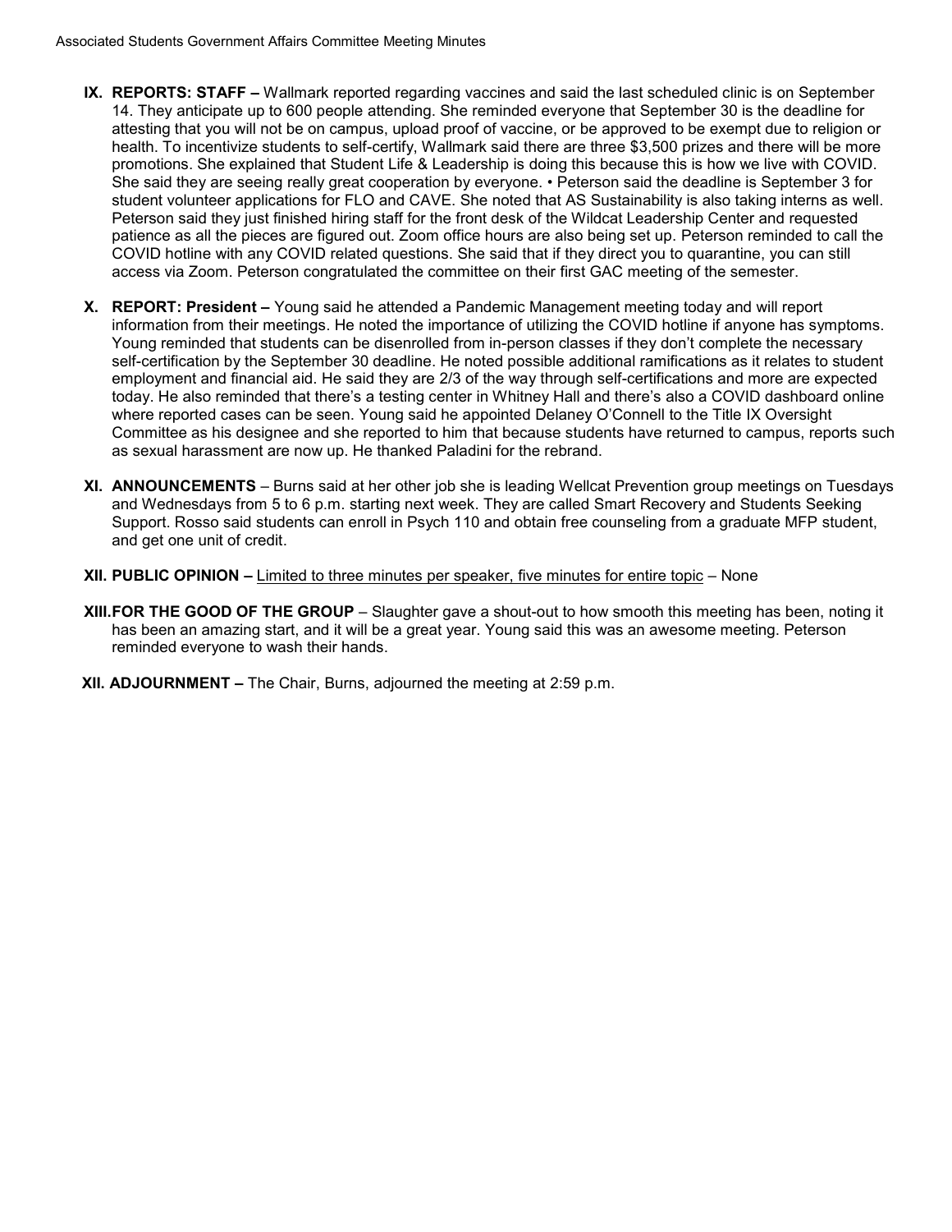- **IX. REPORTS: STAFF –** Wallmark reported regarding vaccines and said the last scheduled clinic is on September 14. They anticipate up to 600 people attending. She reminded everyone that September 30 is the deadline for attesting that you will not be on campus, upload proof of vaccine, or be approved to be exempt due to religion or health. To incentivize students to self-certify, Wallmark said there are three $3,500 prizes and there will be more promotions. She explained that Student Life & Leadership is doing this because this is how we live with COVID. She said they are seeing really great cooperation by everyone. • Peterson said the deadline is September 3 for student volunteer applications for FLO and CAVE. She noted that AS Sustainability is also taking interns as well. Peterson said they just finished hiring staff for the front desk of the Wildcat Leadership Center and requested patience as all the pieces are figured out. Zoom office hours are also being set up. Peterson reminded to call the COVID hotline with any COVID related questions. She said that if they direct you to quarantine, you can still access via Zoom. Peterson congratulated the committee on their first GAC meeting of the semester.

- **X. REPORT: President –** Young said he attended a Pandemic Management meeting today and will report information from their meetings. He noted the importance of utilizing the COVID hotline if anyone has symptoms. Young reminded that students can be disenrolled from in-person classes if they don't complete the necessary self-certification by the September 30 deadline. He noted possible additional ramifications as it relates to student employment and financial aid. He said they are 2/3 of the way through self-certifications and more are expected today. He also reminded that there's a testing center in Whitney Hall and there's also a COVID dashboard online where reported cases can be seen. Young said he appointed Delaney O'Connell to the Title IX Oversight Committee as his designee and she reported to him that because students have returned to campus, reports such as sexual harassment are now up. He thanked Paladini for the rebrand.

- **XI. ANNOUNCEMENTS** – Burns said at her other job she is leading Wellcat Prevention group meetings on Tuesdays and Wednesdays from 5 to 6 p.m. starting next week. They are called Smart Recovery and Students Seeking Support. Rosso said students can enroll in Psych 110 and obtain free counseling from a graduate MFP student, and get one unit of credit.

- **XII. PUBLIC OPINION –** Limited to three minutes per speaker, five minutes for entire topic – None

- **XIII. FOR THE GOOD OF THE GROUP** – Slaughter gave a shout-out to how smooth this meeting has been, noting it has been an amazing start, and it will be a great year. Young said this was an awesome meeting. Peterson reminded everyone to wash their hands.

- **XII. ADJOURNMENT –** The Chair, Burns, adjourned the meeting at 2:59 p.m.